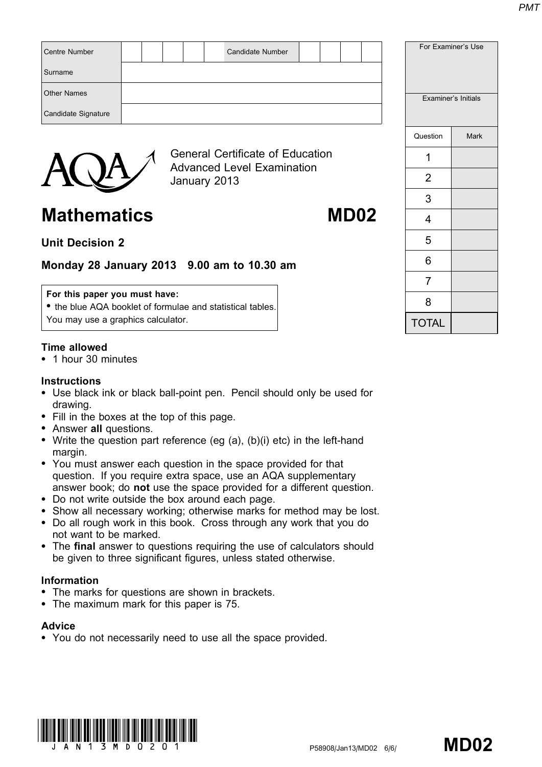| Centre Number | | | | | | Candidate Number | | | | |
|---|---|---|---|---|---|---|---|---|---|---|
| Surname | | | | | | | | | | |
| Other Names | | | | | | | | | | |
| Candidate Signature | | | | | | | | | | |

| For Examiner's Use | |
|---|---|
| Examiner's Initials | |
| Question | Mark |
| 1 | |
| 2 | |
| 3 | |
| 4 | |
| 5 | |
| 6 | |
| 7 | |
| 8 | |
| TOTAL | |

General Certificate of Education
Advanced Level Examination
January 2013

# Mathematics MD02

## Unit Decision 2

### Monday 28 January 2013 9.00 am to 10.30 am

**For this paper you must have:**
- the blue AQA booklet of formulae and statistical tables.

You may use a graphics calculator.

**Time allowed**
- 1 hour 30 minutes

**Instructions**
- Use black ink or black ball-point pen. Pencil should only be used for drawing.
- Fill in the boxes at the top of this page.
- Answer **all** questions.
- Write the question part reference (eg (a), (b)(i) etc) in the left-hand margin.
- You must answer each question in the space provided for that question. If you require extra space, use an AQA supplementary answer book; do **not** use the space provided for a different question.
- Do not write outside the box around each page.
- Show all necessary working; otherwise marks for method may be lost.
- Do all rough work in this book. Cross through any work that you do not want to be marked.
- The **final** answer to questions requiring the use of calculators should be given to three significant figures, unless stated otherwise.

**Information**
- The marks for questions are shown in brackets.
- The maximum mark for this paper is 75.

**Advice**
- You do not necessarily need to use all the space provided.

P58908/Jan13/MD02 6/6/ **MD02**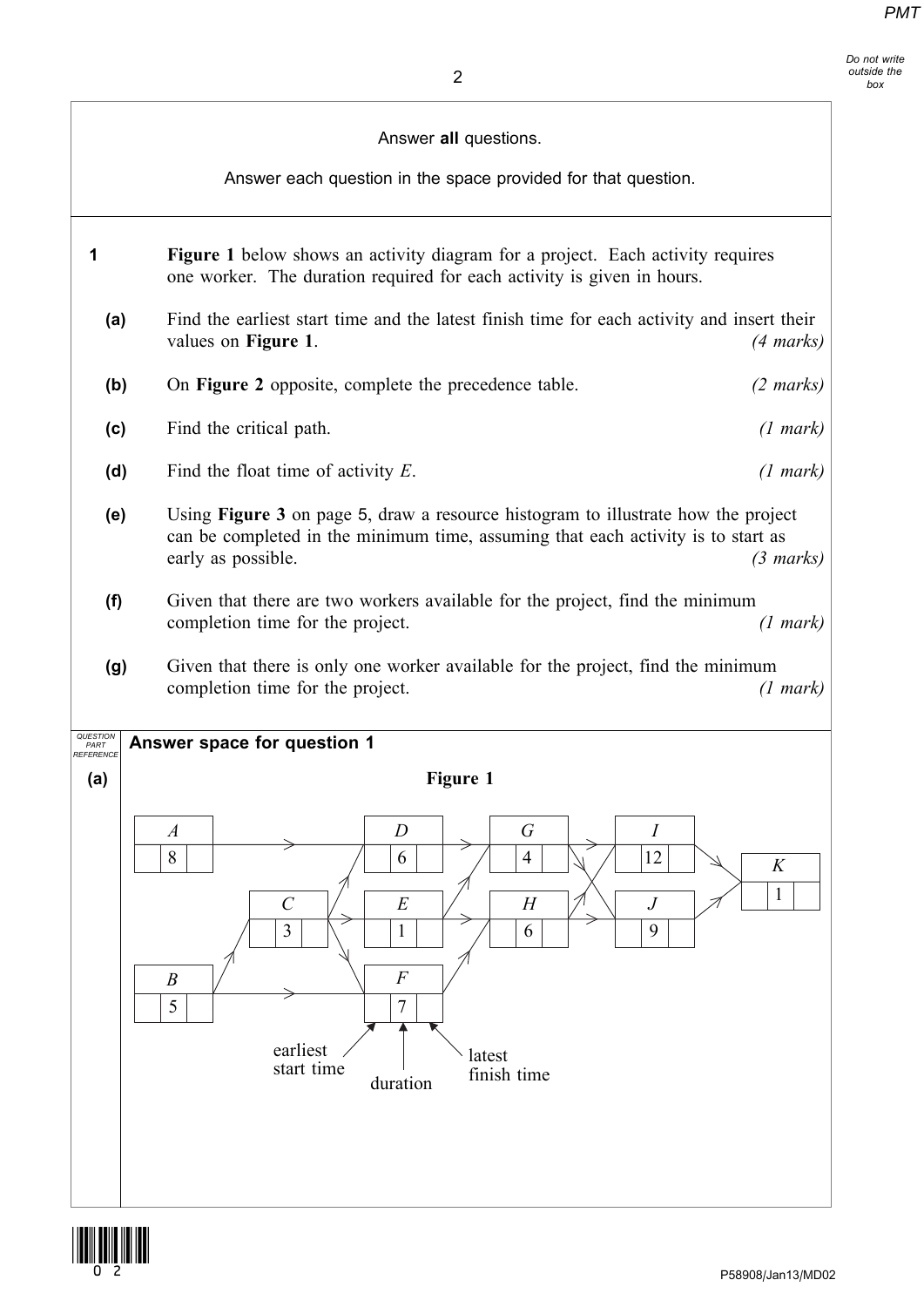Answer **all** questions.

Answer each question in the space provided for that question.

**1** **Figure 1** below shows an activity diagram for a project. Each activity requires one worker. The duration required for each activity is given in hours.

**(a)** Find the earliest start time and the latest finish time for each activity and insert their values on **Figure 1**. *(4 marks)*

**(b)** On **Figure 2** opposite, complete the precedence table. *(2 marks)*

**(c)** Find the critical path. *(1 mark)*

**(d)** Find the float time of activity $E$. *(1 mark)*

**(e)** Using **Figure 3** on page 5, draw a resource histogram to illustrate how the project can be completed in the minimum time, assuming that each activity is to start as early as possible. *(3 marks)*

**(f)** Given that there are two workers available for the project, find the minimum completion time for the project. *(1 mark)*

**(g)** Given that there is only one worker available for the project, find the minimum completion time for the project. *(1 mark)*

**Answer space for question 1**

**(a)**

**Figure 1**

| Activity | Duration |
|---|---|
| $A$ | 8 |
| $B$ | 5 |
| $C$ | 3 |
| $D$ | 6 |
| $E$ | 1 |
| $F$ | 7 |
| $G$ | 4 |
| $H$ | 6 |
| $I$ | 12 |
| $J$ | 9 |
| $K$ | 1 |

Each activity box is divided into three parts: earliest start time, duration, latest finish time.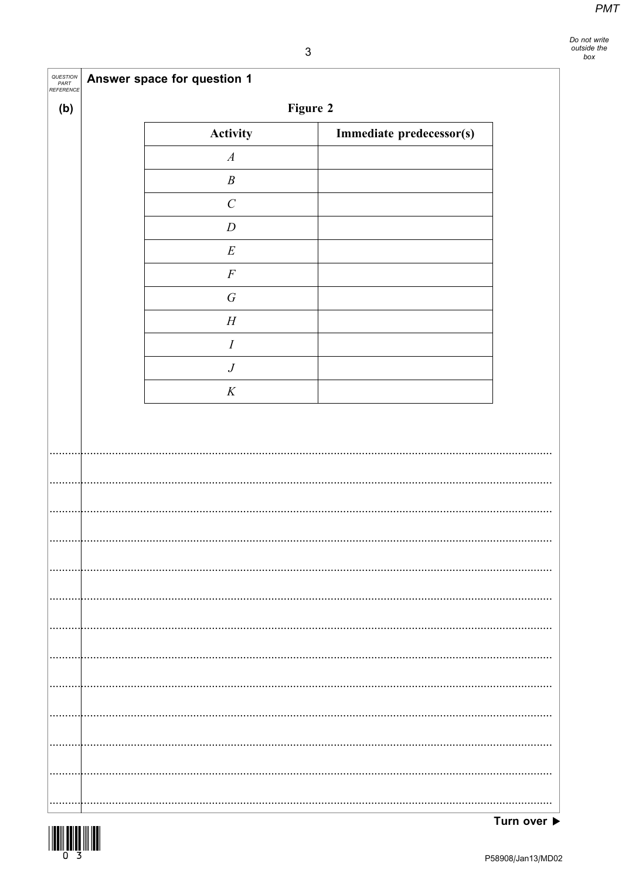**Answer space for question 1**

**(b)**

**Figure 2**

| Activity | Immediate predecessor(s) |
|---|---|
| $A$ | |
| $B$ | |
| $C$ | |
| $D$ | |
| $E$ | |
| $F$ | |
| $G$ | |
| $H$ | |
| $I$ | |
| $J$ | |
| $K$ | |

**Turn over ▶**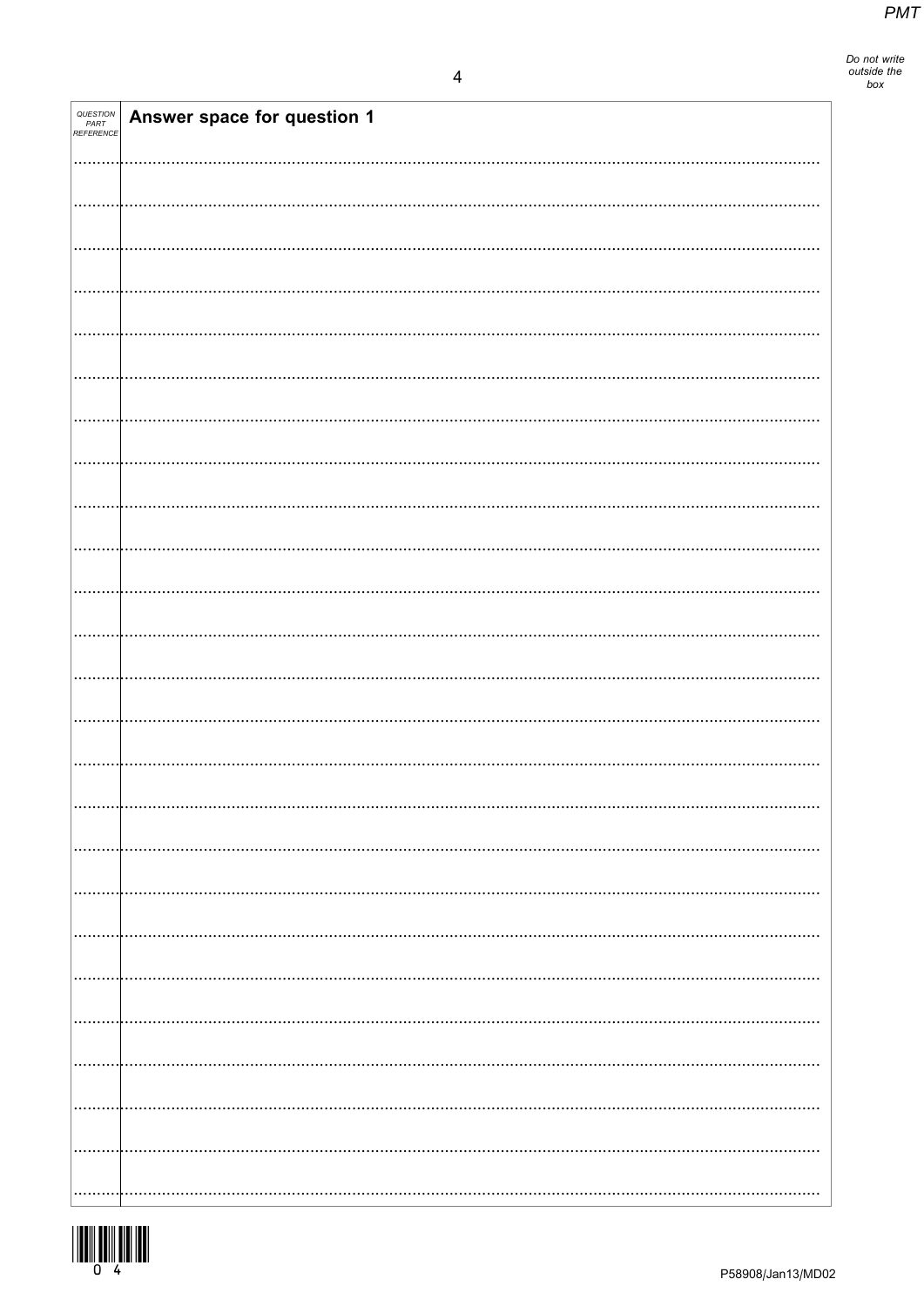| QUESTION PART REFERENCE | Answer space for question 1 |
| --- | --- |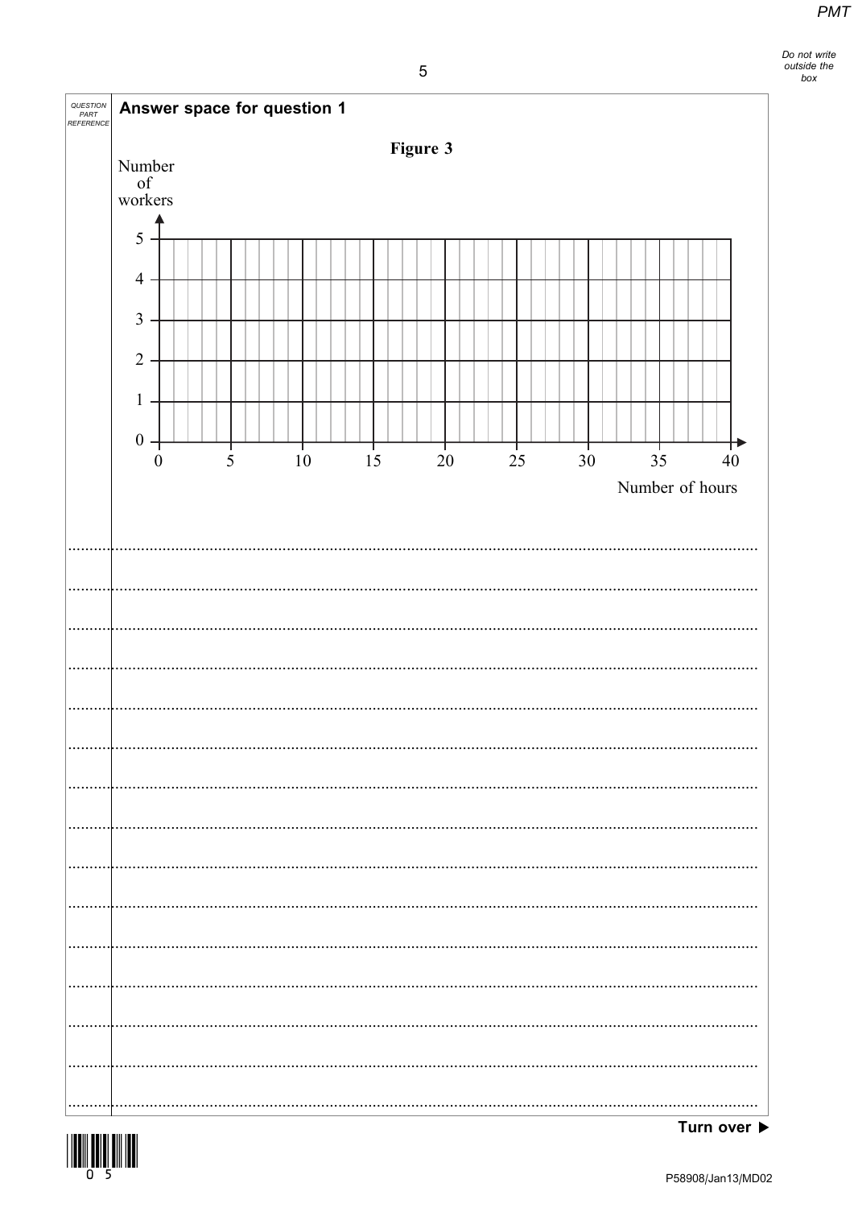**Answer space for question 1**

**Figure 3**

Number of workers

5
4
3
2
1
0

0 5 10 15 20 25 30 35 40

Number of hours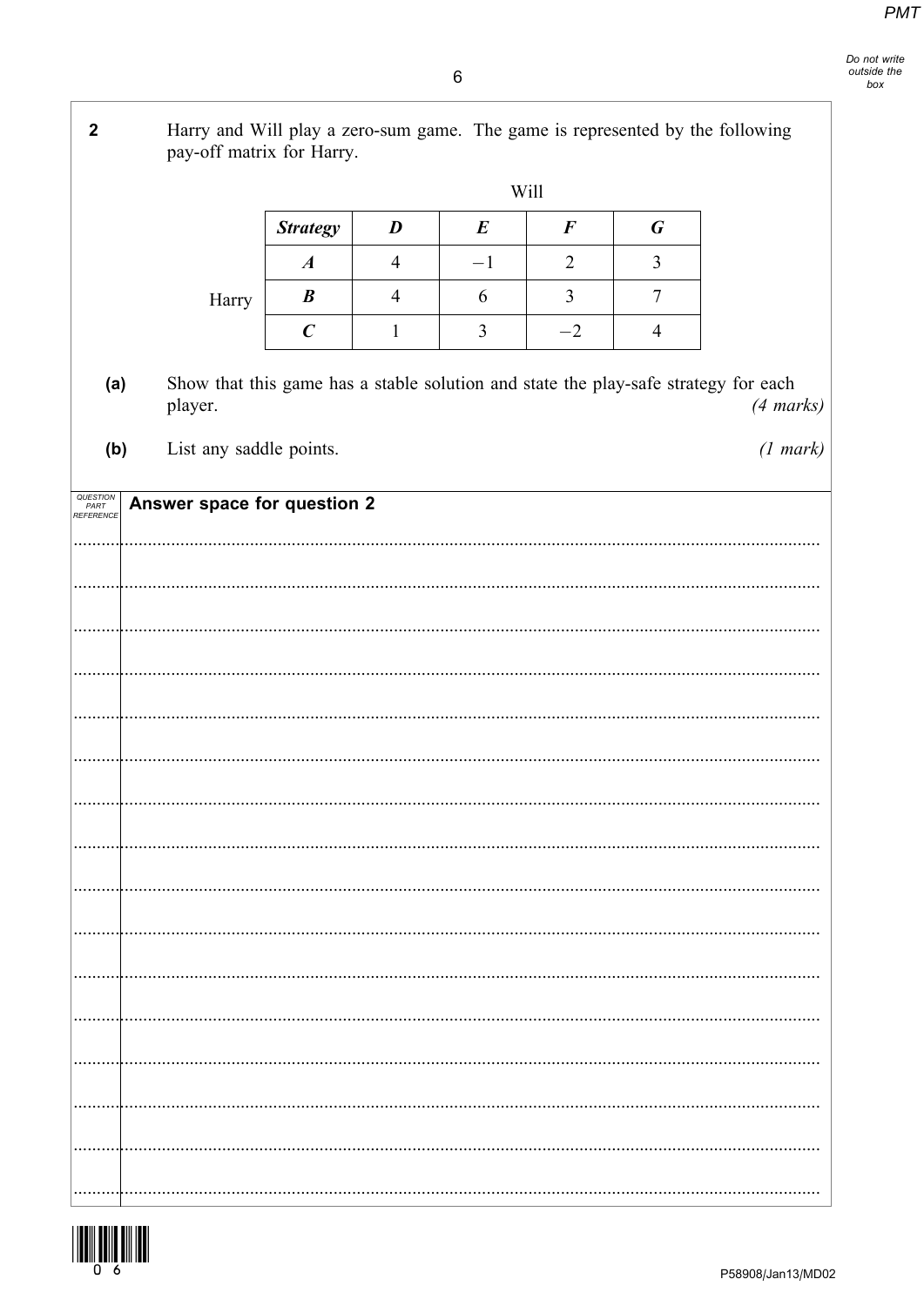**2** Harry and Will play a zero-sum game. The game is represented by the following pay-off matrix for Harry.

|  |  | Will | | | |
|---|---|---|---|---|---|
|  | ***Strategy*** | ***D*** | ***E*** | ***F*** | ***G*** |
|  | ***A*** | 4 | $-1$ | 2 | 3 |
| Harry | ***B*** | 4 | 6 | 3 | 7 |
|  | ***C*** | 1 | 3 | $-2$ | 4 |

**(a)** Show that this game has a stable solution and state the play-safe strategy for each player. *(4 marks)*

**(b)** List any saddle points. *(1 mark)*

**Answer space for question 2**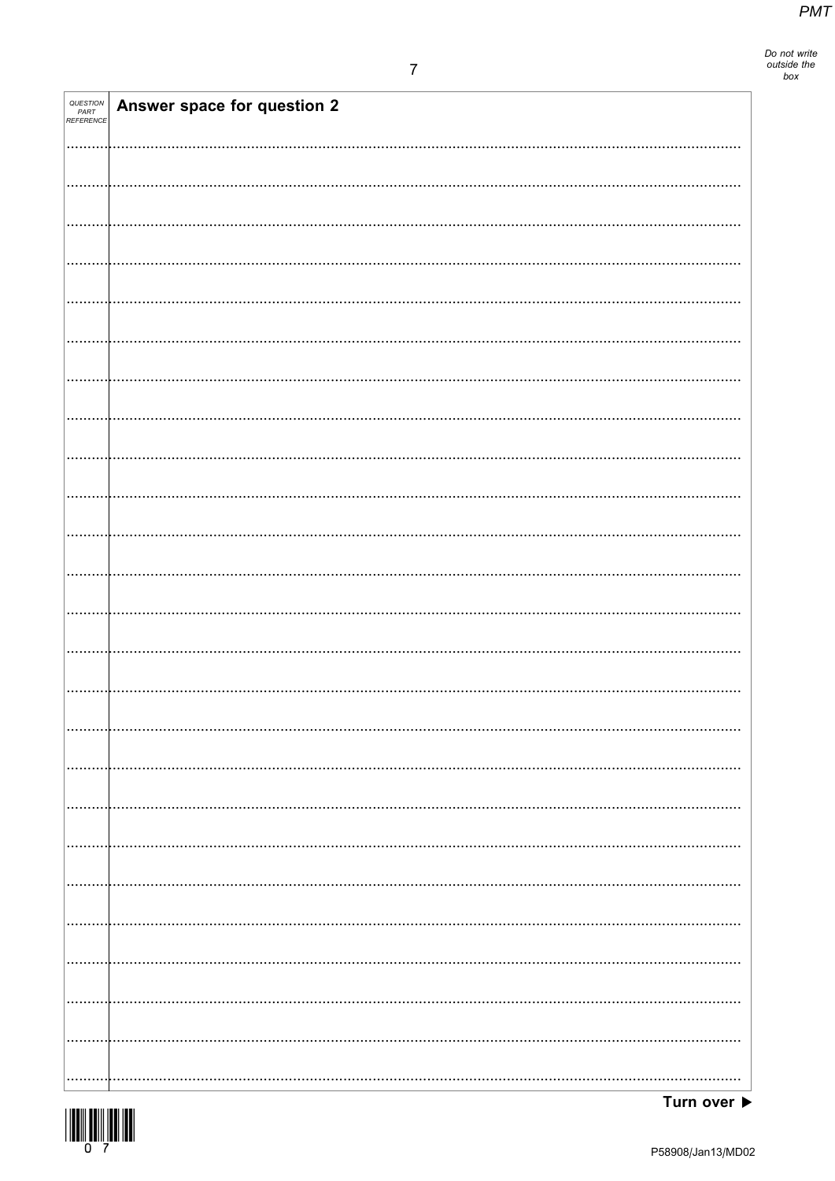| QUESTION PART REFERENCE | Answer space for question 2 |
| --- | --- |

Turn over ▶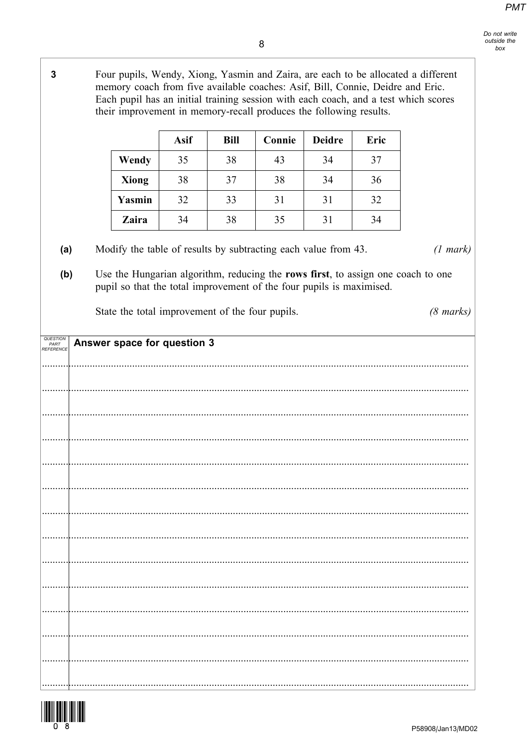**3** Four pupils, Wendy, Xiong, Yasmin and Zaira, are each to be allocated a different memory coach from five available coaches: Asif, Bill, Connie, Deidre and Eric. Each pupil has an initial training session with each coach, and a test which scores their improvement in memory-recall produces the following results.

| | Asif | Bill | Connie | Deidre | Eric |
|---|---|---|---|---|---|
| **Wendy** | 35 | 38 | 43 | 34 | 37 |
| **Xiong** | 38 | 37 | 38 | 34 | 36 |
| **Yasmin** | 32 | 33 | 31 | 31 | 32 |
| **Zaira** | 34 | 38 | 35 | 31 | 34 |

**(a)** Modify the table of results by subtracting each value from 43. *(1 mark)*

**(b)** Use the Hungarian algorithm, reducing the **rows first**, to assign one coach to one pupil so that the total improvement of the four pupils is maximised.

State the total improvement of the four pupils. *(8 marks)*

**Answer space for question 3**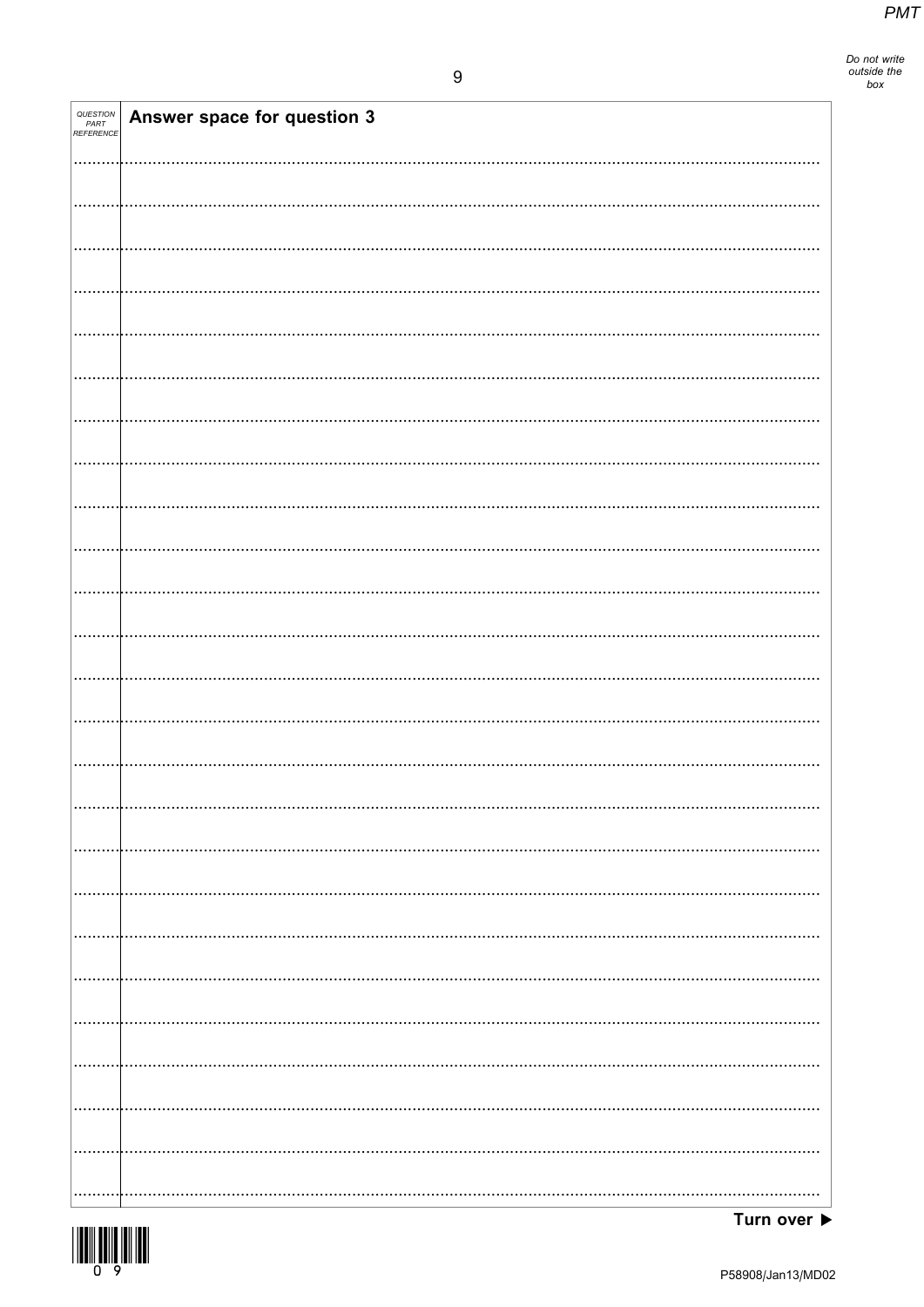Answer space for question 3

Turn over ▶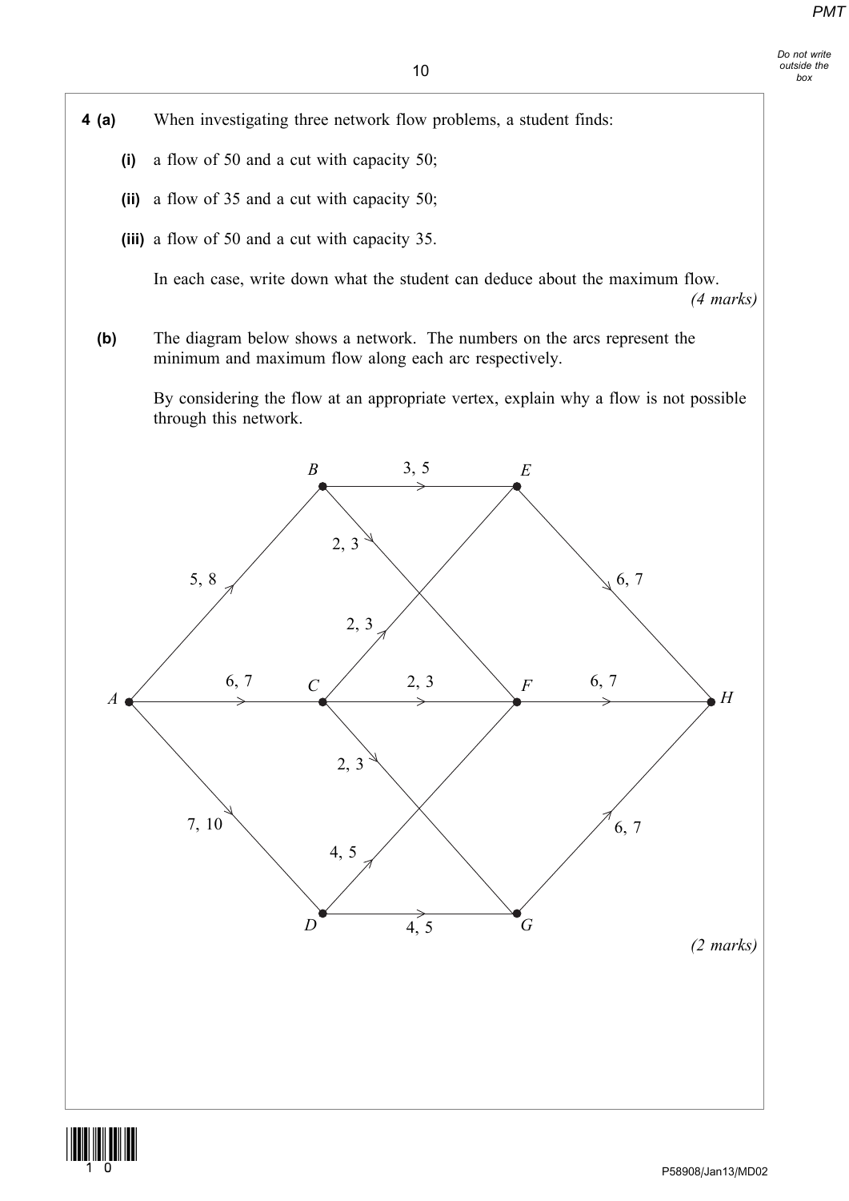**4 (a)** When investigating three network flow problems, a student finds:

**(i)** a flow of 50 and a cut with capacity 50;

**(ii)** a flow of 35 and a cut with capacity 50;

**(iii)** a flow of 50 and a cut with capacity 35.

In each case, write down what the student can deduce about the maximum flow.

*(4 marks)*

**(b)** The diagram below shows a network. The numbers on the arcs represent the minimum and maximum flow along each arc respectively.

By considering the flow at an appropriate vertex, explain why a flow is not possible through this network.

*(2 marks)*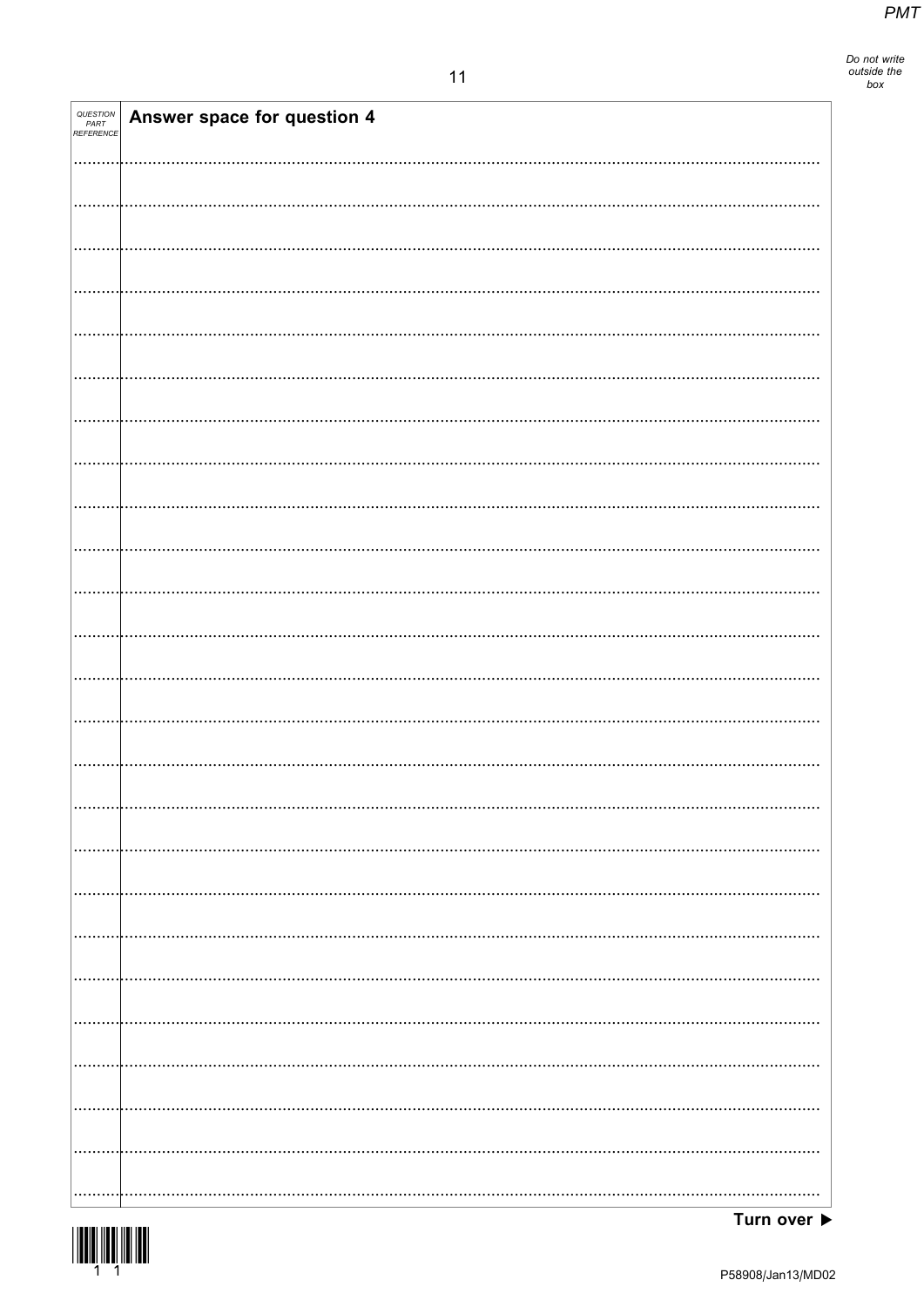| QUESTION PART REFERENCE | Answer space for question 4 |
|---|---|
| | |

Turn over ▶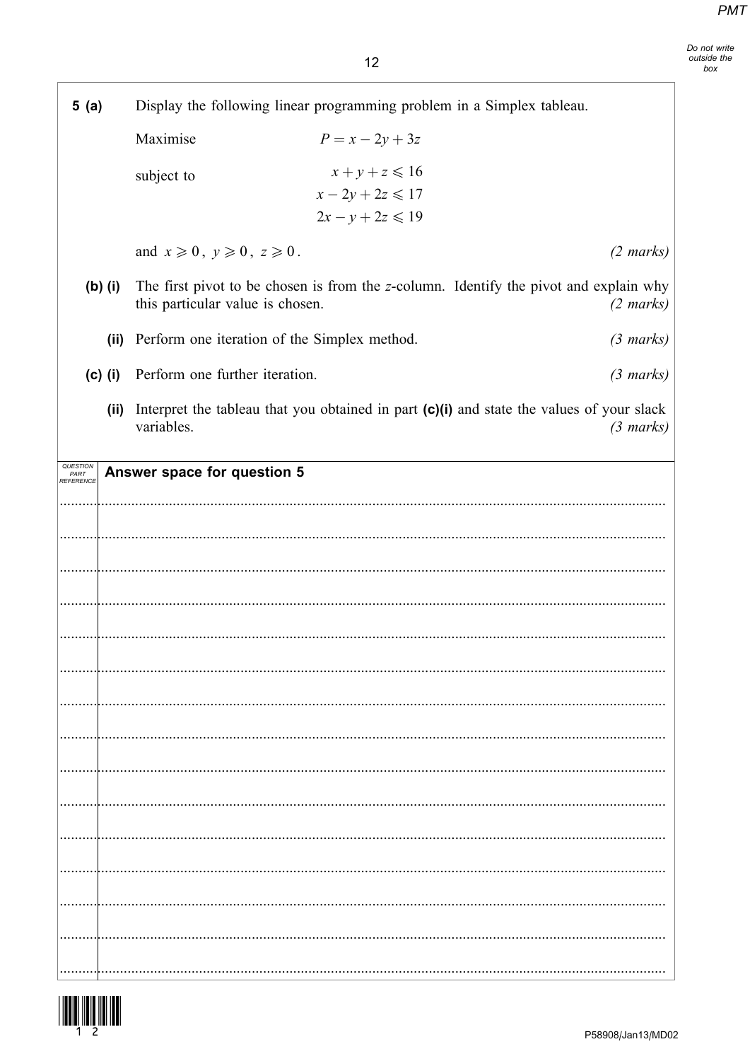**5 (a)** Display the following linear programming problem in a Simplex tableau.

Maximise $P = x - 2y + 3z$

subject to

$$x + y + z \leqslant 16$$
$$x - 2y + 2z \leqslant 17$$
$$2x - y + 2z \leqslant 19$$

and $x \geqslant 0$, $y \geqslant 0$, $z \geqslant 0$. *(2 marks)*

**(b) (i)** The first pivot to be chosen is from the $z$-column. Identify the pivot and explain why this particular value is chosen. *(2 marks)*

**(ii)** Perform one iteration of the Simplex method. *(3 marks)*

**(c) (i)** Perform one further iteration. *(3 marks)*

**(ii)** Interpret the tableau that you obtained in part **(c)(i)** and state the values of your slack variables. *(3 marks)*

**Answer space for question 5**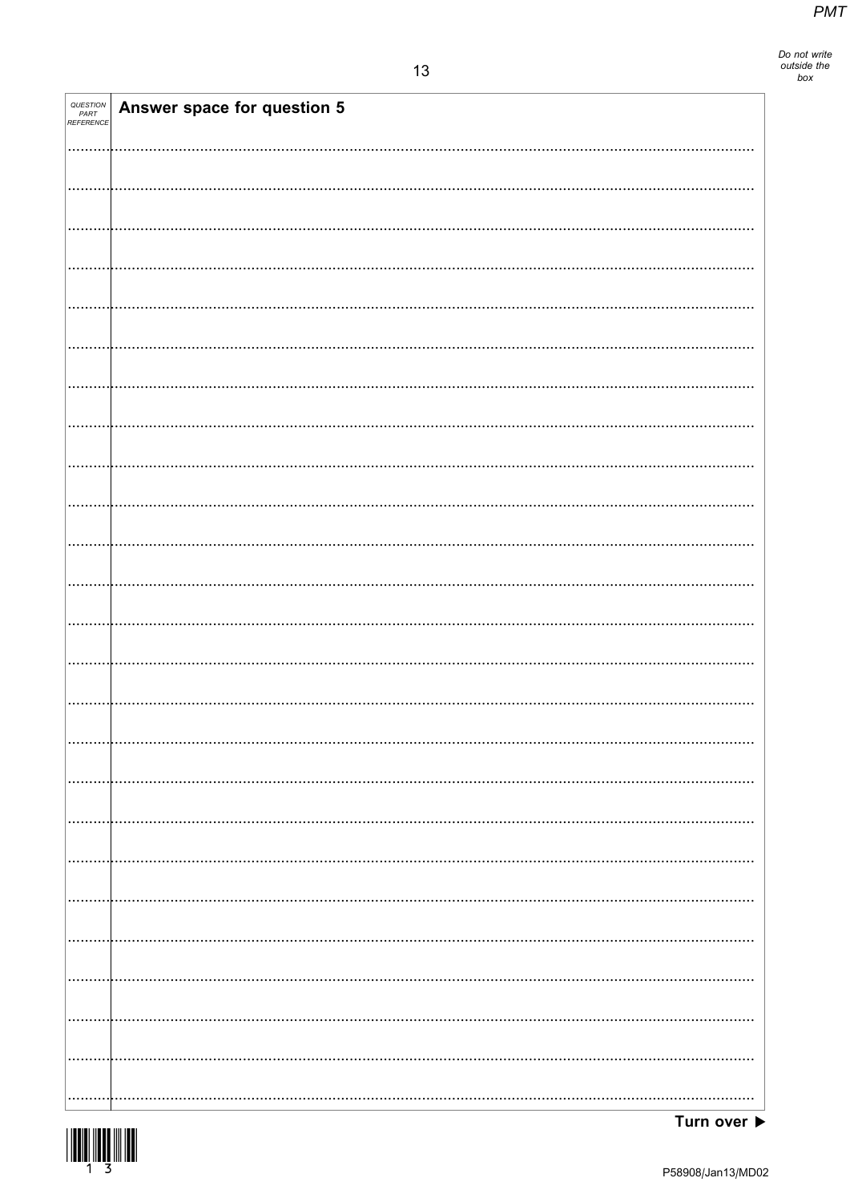| QUESTION PART REFERENCE | Answer space for question 5 |
| --- | --- |
| | |

Turn over ▶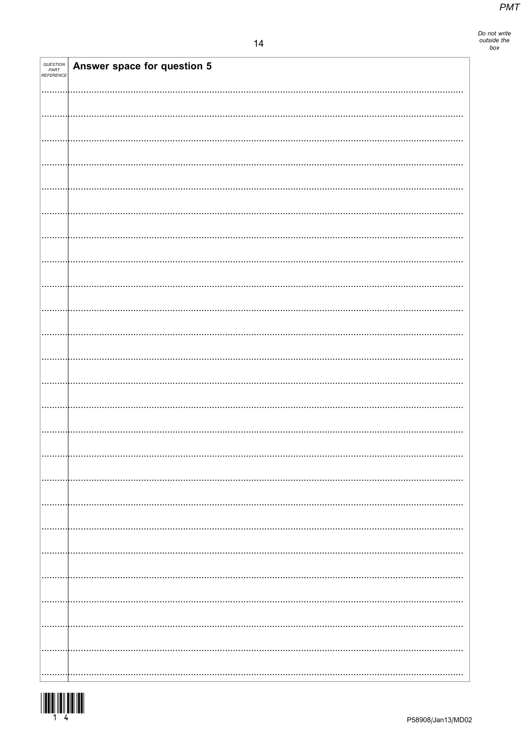| QUESTION PART REFERENCE | Answer space for question 5 |
| --- | --- |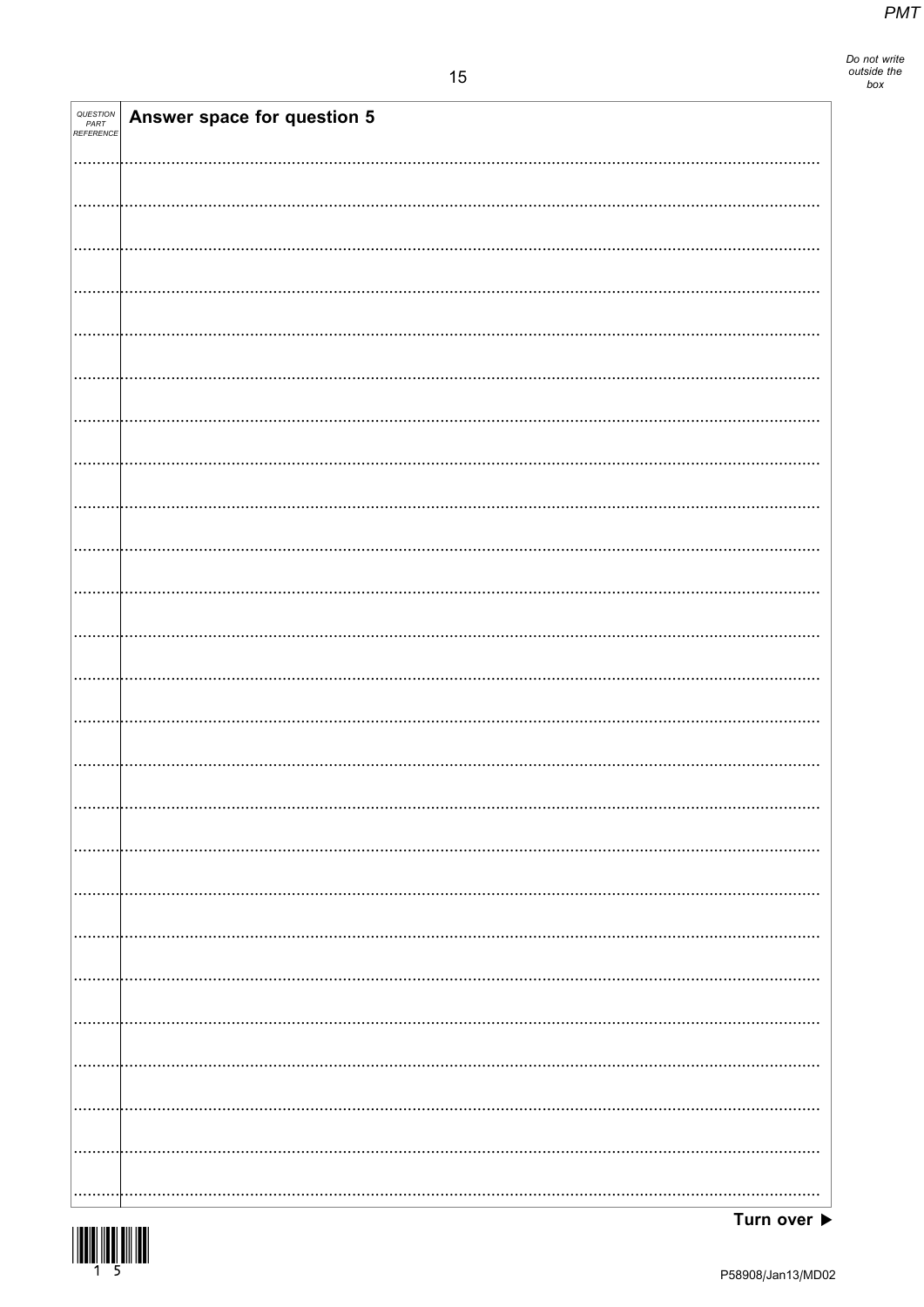| QUESTION PART REFERENCE | Answer space for question 5 |
| --- | --- |

Turn over ▶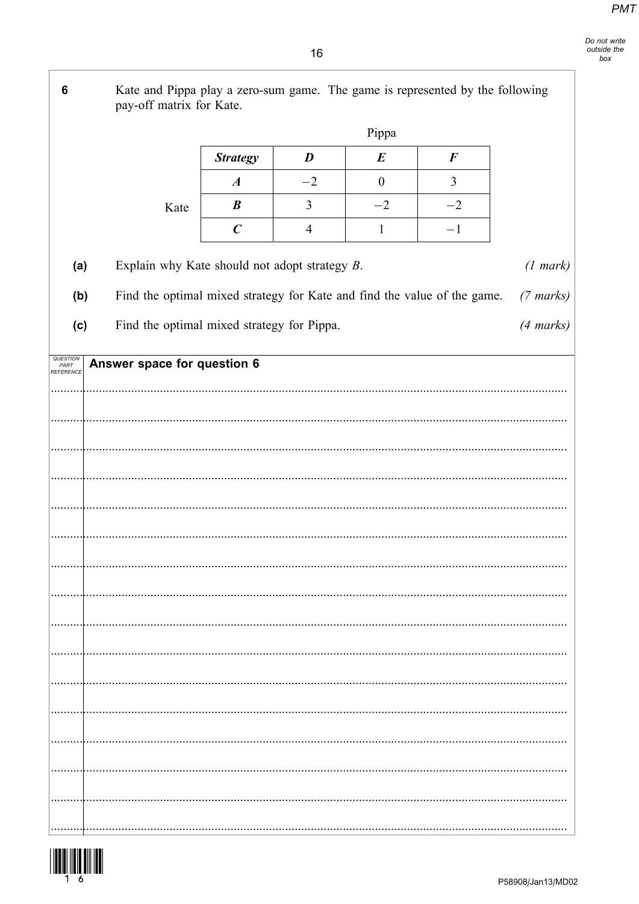**6** Kate and Pippa play a zero-sum game. The game is represented by the following pay-off matrix for Kate.

| | | Pippa | | |
|---|---|---|---|---|
| | ***Strategy*** | ***D*** | ***E*** | ***F*** |
| | ***A*** | $-2$ | $0$ | $3$ |
| Kate | ***B*** | $3$ | $-2$ | $-2$ |
| | ***C*** | $4$ | $1$ | $-1$ |

**(a)** Explain why Kate should not adopt strategy $B$. *(1 mark)*

**(b)** Find the optimal mixed strategy for Kate and find the value of the game. *(7 marks)*

**(c)** Find the optimal mixed strategy for Pippa. *(4 marks)*

**Answer space for question 6**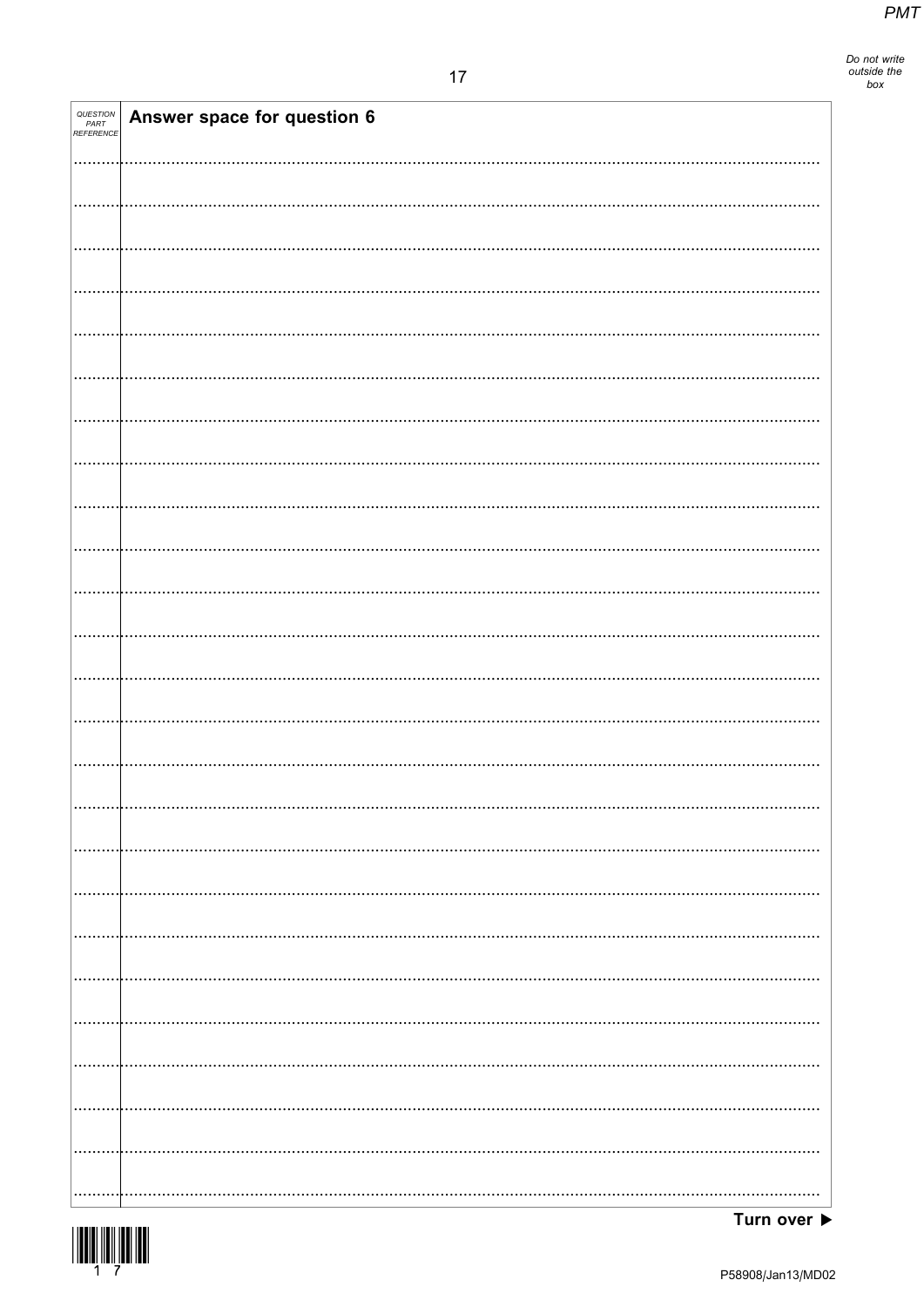| QUESTION PART REFERENCE | Answer space for question 6 |
|---|---|

Turn over ▶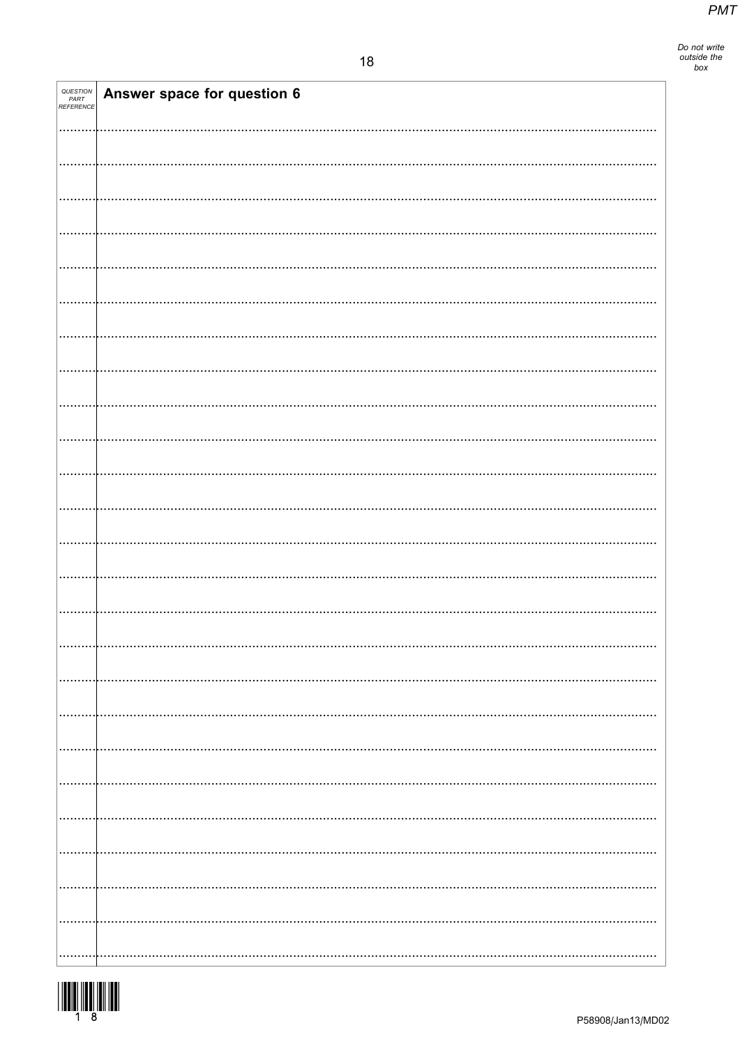| QUESTION PART REFERENCE | Answer space for question 6 |
| --- | --- |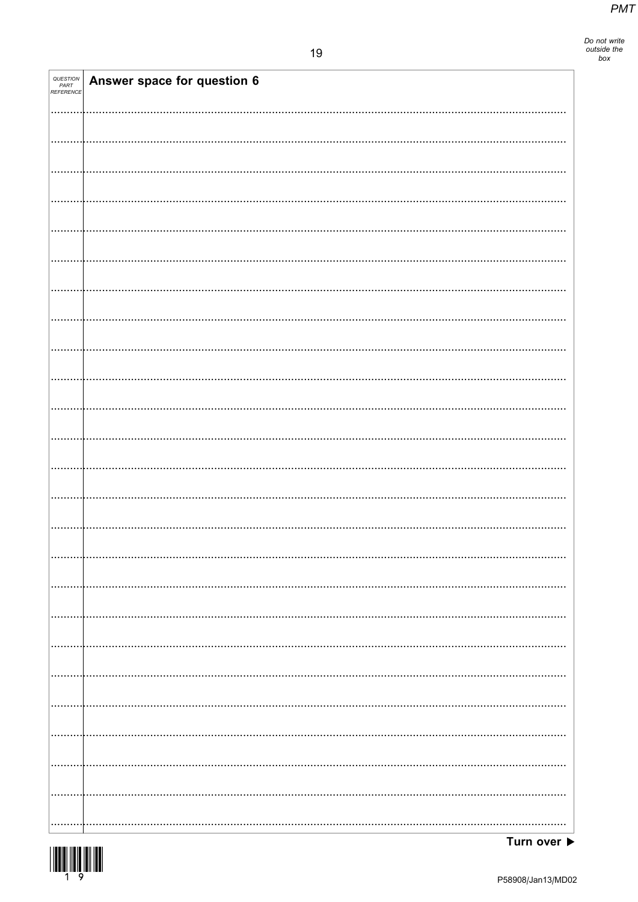QUESTION PART REFERENCE

**Answer space for question 6**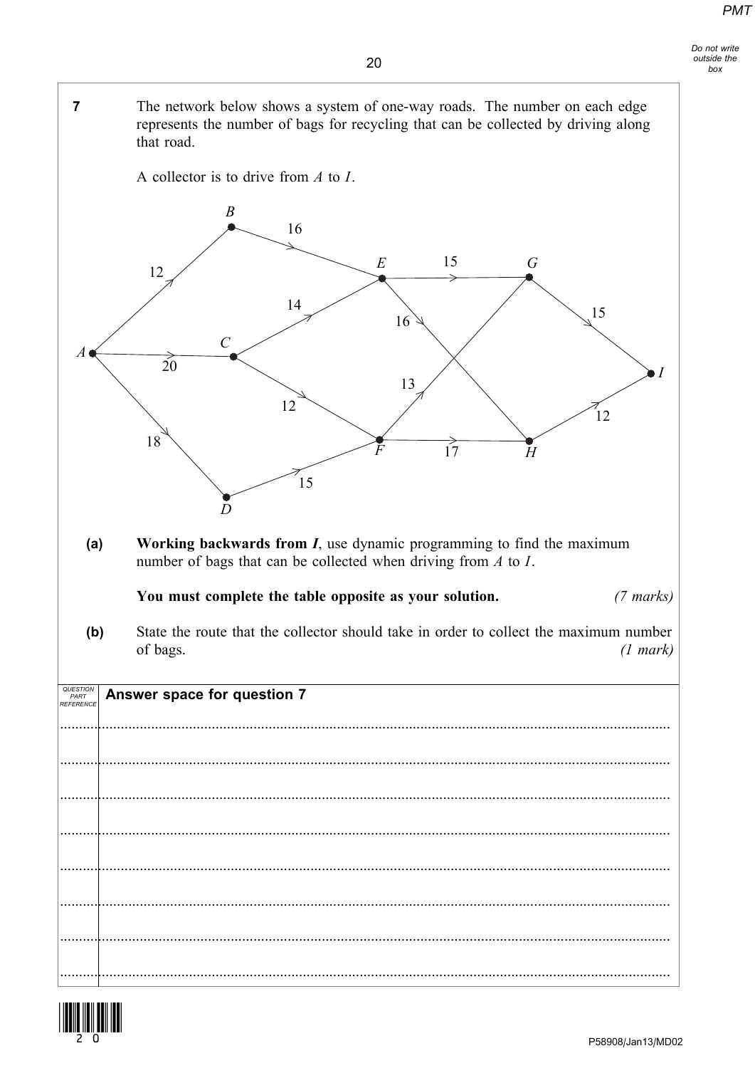**7** The network below shows a system of one-way roads. The number on each edge represents the number of bags for recycling that can be collected by driving along that road.

A collector is to drive from $A$ to $I$.

**(a)** **Working backwards from $I$**, use dynamic programming to find the maximum number of bags that can be collected when driving from $A$ to $I$.

**You must complete the table opposite as your solution.** *(7 marks)*

**(b)** State the route that the collector should take in order to collect the maximum number of bags. *(1 mark)*

**Answer space for question 7**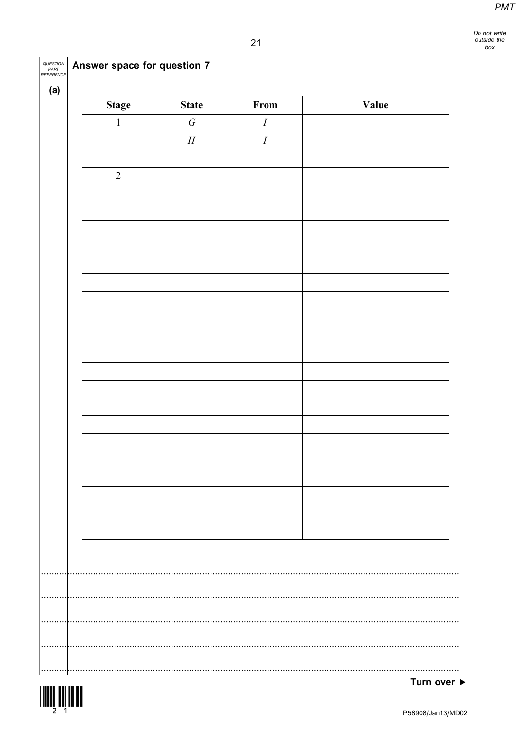## Answer space for question 7

**(a)**

| Stage | State | From | Value |
|---|---|---|---|
| 1 | $G$ | $I$ | |
| | $H$ | $I$ | |
| | | | |
| 2 | | | |
| | | | |
| | | | |
| | | | |
| | | | |
| | | | |
| | | | |
| | | | |
| | | | |
| | | | |
| | | | |
| | | | |
| | | | |
| | | | |
| | | | |
| | | | |
| | | | |
| | | | |
| | | | |
| | | | |
| | | | |

Turn over ▶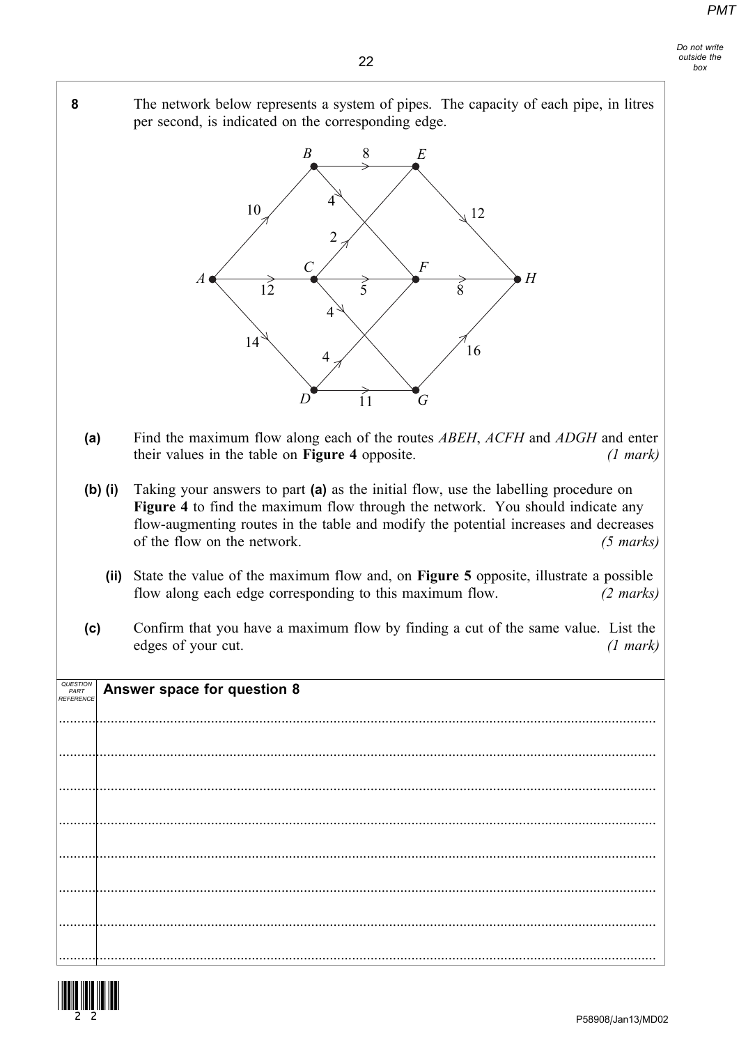**8** The network below represents a system of pipes. The capacity of each pipe, in litres per second, is indicated on the corresponding edge.

**(a)** Find the maximum flow along each of the routes *ABEH*, *ACFH* and *ADGH* and enter their values in the table on **Figure 4** opposite. *(1 mark)*

**(b) (i)** Taking your answers to part **(a)** as the initial flow, use the labelling procedure on **Figure 4** to find the maximum flow through the network. You should indicate any flow-augmenting routes in the table and modify the potential increases and decreases of the flow on the network. *(5 marks)*

**(ii)** State the value of the maximum flow and, on **Figure 5** opposite, illustrate a possible flow along each edge corresponding to this maximum flow. *(2 marks)*

**(c)** Confirm that you have a maximum flow by finding a cut of the same value. List the edges of your cut. *(1 mark)*

**Answer space for question 8**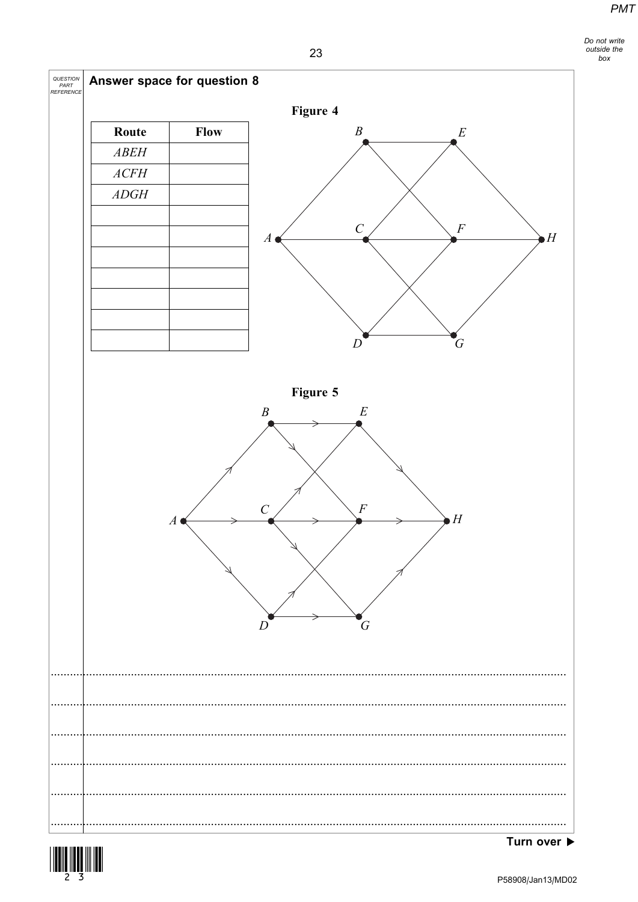**Answer space for question 8**

**Figure 4**

| Route | Flow |
| --- | --- |
| *ABEH* | |
| *ACFH* | |
| *ADGH* | |
| | |
| | |
| | |
| | |
| | |
| | |
| | |

**Figure 5**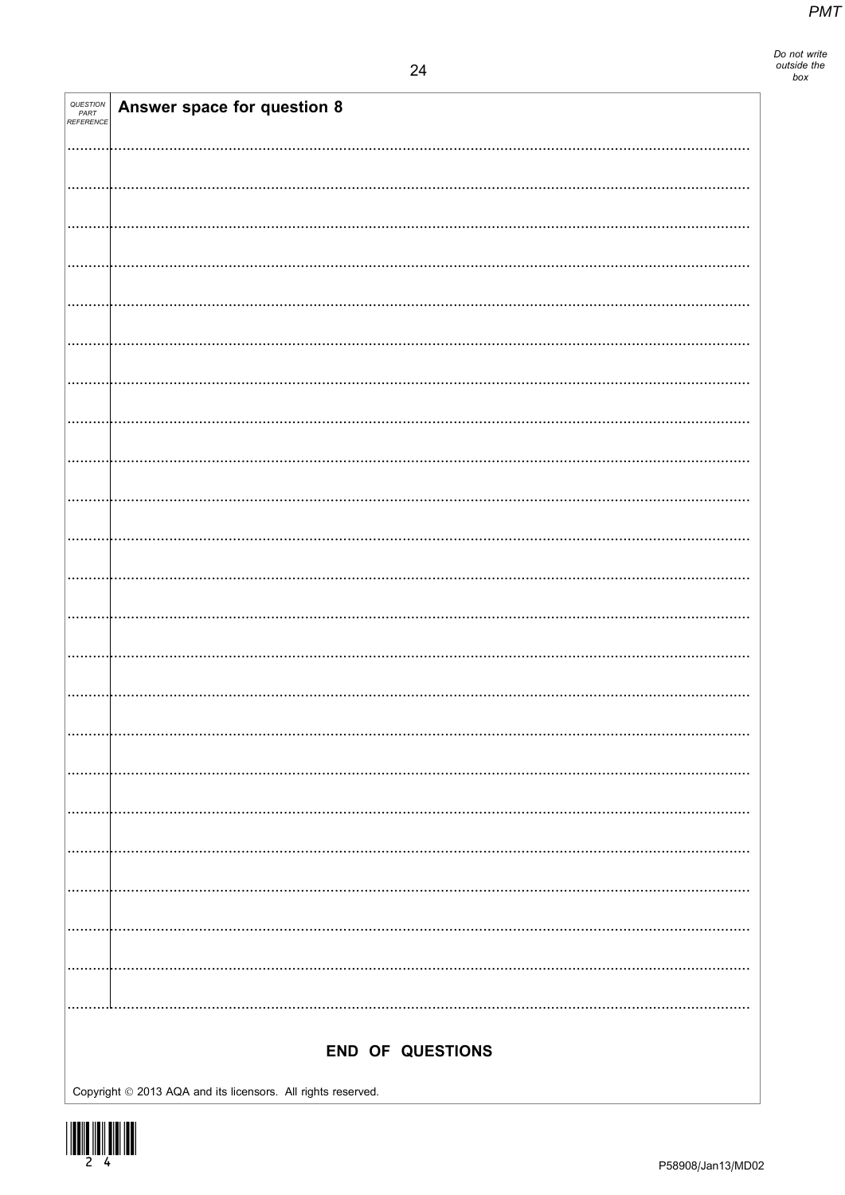**Answer space for question 8**

**END OF QUESTIONS**

Copyright © 2013 AQA and its licensors. All rights reserved.